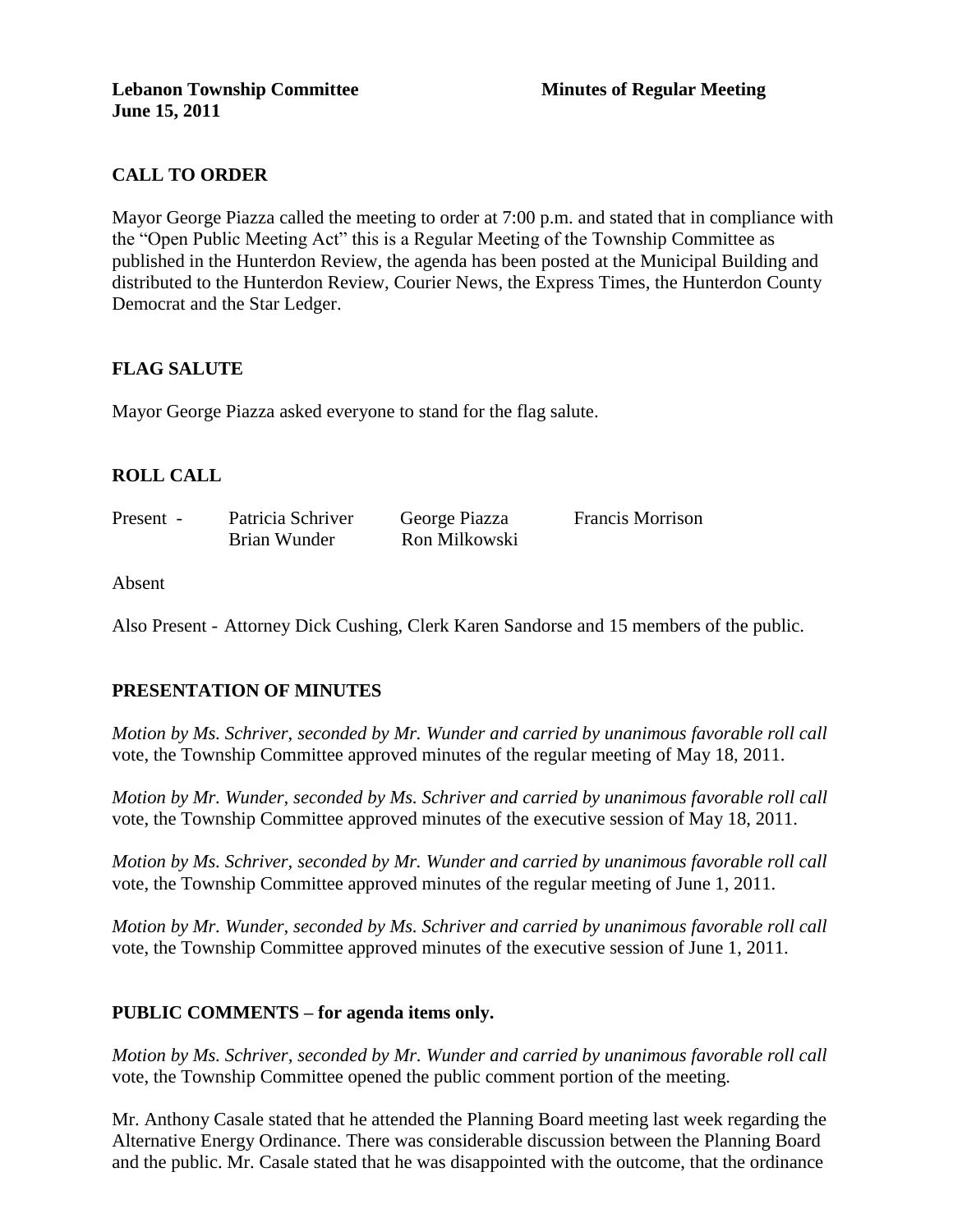**Lebanon Township Committee** **Minutes of Regular Meeting**
**June 15, 2011**

## CALL TO ORDER

Mayor George Piazza called the meeting to order at 7:00 p.m. and stated that in compliance with the "Open Public Meeting Act" this is a Regular Meeting of the Township Committee as published in the Hunterdon Review, the agenda has been posted at the Municipal Building and distributed to the Hunterdon Review, Courier News, the Express Times, the Hunterdon County Democrat and the Star Ledger.

## FLAG SALUTE

Mayor George Piazza asked everyone to stand for the flag salute.

## ROLL CALL

| | | | |
|---|---|---|---|
| Present - | Patricia Schriver | George Piazza | Francis Morrison |
| | Brian Wunder | Ron Milkowski | |

Absent

Also Present - Attorney Dick Cushing, Clerk Karen Sandorse and 15 members of the public.

## PRESENTATION OF MINUTES

*Motion by Ms. Schriver, seconded by Mr. Wunder and carried by unanimous favorable roll call* vote, the Township Committee approved minutes of the regular meeting of May 18, 2011.

*Motion by Mr. Wunder, seconded by Ms. Schriver and carried by unanimous favorable roll call* vote, the Township Committee approved minutes of the executive session of May 18, 2011.

*Motion by Ms. Schriver, seconded by Mr. Wunder and carried by unanimous favorable roll call* vote, the Township Committee approved minutes of the regular meeting of June 1, 2011.

*Motion by Mr. Wunder, seconded by Ms. Schriver and carried by unanimous favorable roll call* vote, the Township Committee approved minutes of the executive session of June 1, 2011.

## PUBLIC COMMENTS – for agenda items only.

*Motion by Ms. Schriver, seconded by Mr. Wunder and carried by unanimous favorable roll call* vote, the Township Committee opened the public comment portion of the meeting.

Mr. Anthony Casale stated that he attended the Planning Board meeting last week regarding the Alternative Energy Ordinance. There was considerable discussion between the Planning Board and the public. Mr. Casale stated that he was disappointed with the outcome, that the ordinance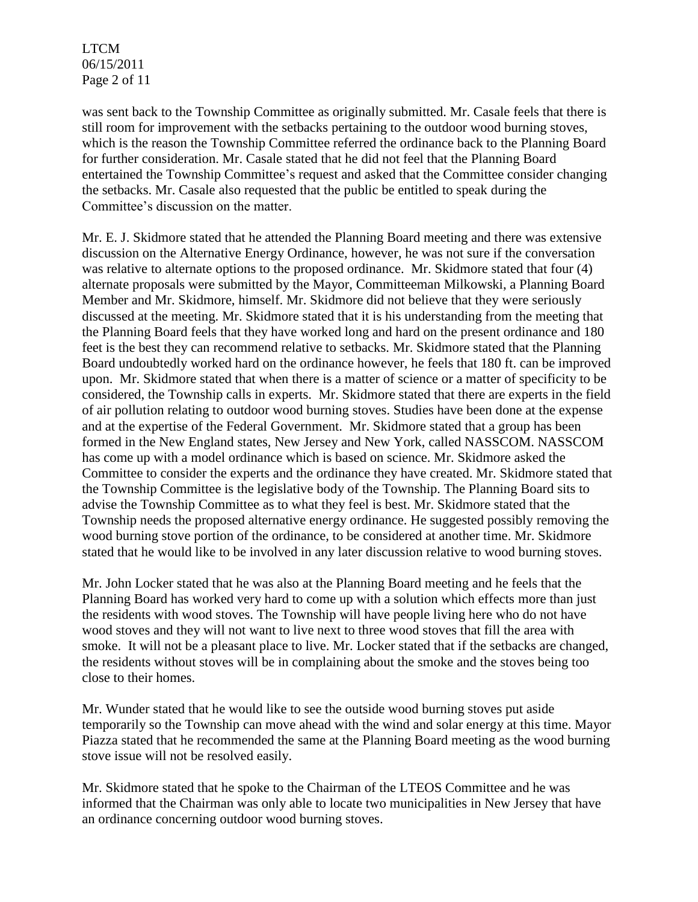was sent back to the Township Committee as originally submitted. Mr. Casale feels that there is still room for improvement with the setbacks pertaining to the outdoor wood burning stoves, which is the reason the Township Committee referred the ordinance back to the Planning Board for further consideration. Mr. Casale stated that he did not feel that the Planning Board entertained the Township Committee's request and asked that the Committee consider changing the setbacks. Mr. Casale also requested that the public be entitled to speak during the Committee's discussion on the matter.

Mr. E. J. Skidmore stated that he attended the Planning Board meeting and there was extensive discussion on the Alternative Energy Ordinance, however, he was not sure if the conversation was relative to alternate options to the proposed ordinance. Mr. Skidmore stated that four (4) alternate proposals were submitted by the Mayor, Committeeman Milkowski, a Planning Board Member and Mr. Skidmore, himself. Mr. Skidmore did not believe that they were seriously discussed at the meeting. Mr. Skidmore stated that it is his understanding from the meeting that the Planning Board feels that they have worked long and hard on the present ordinance and 180 feet is the best they can recommend relative to setbacks. Mr. Skidmore stated that the Planning Board undoubtedly worked hard on the ordinance however, he feels that 180 ft. can be improved upon. Mr. Skidmore stated that when there is a matter of science or a matter of specificity to be considered, the Township calls in experts. Mr. Skidmore stated that there are experts in the field of air pollution relating to outdoor wood burning stoves. Studies have been done at the expense and at the expertise of the Federal Government. Mr. Skidmore stated that a group has been formed in the New England states, New Jersey and New York, called NASSCOM. NASSCOM has come up with a model ordinance which is based on science. Mr. Skidmore asked the Committee to consider the experts and the ordinance they have created. Mr. Skidmore stated that the Township Committee is the legislative body of the Township. The Planning Board sits to advise the Township Committee as to what they feel is best. Mr. Skidmore stated that the Township needs the proposed alternative energy ordinance. He suggested possibly removing the wood burning stove portion of the ordinance, to be considered at another time. Mr. Skidmore stated that he would like to be involved in any later discussion relative to wood burning stoves.

Mr. John Locker stated that he was also at the Planning Board meeting and he feels that the Planning Board has worked very hard to come up with a solution which effects more than just the residents with wood stoves. The Township will have people living here who do not have wood stoves and they will not want to live next to three wood stoves that fill the area with smoke. It will not be a pleasant place to live. Mr. Locker stated that if the setbacks are changed, the residents without stoves will be in complaining about the smoke and the stoves being too close to their homes.

Mr. Wunder stated that he would like to see the outside wood burning stoves put aside temporarily so the Township can move ahead with the wind and solar energy at this time. Mayor Piazza stated that he recommended the same at the Planning Board meeting as the wood burning stove issue will not be resolved easily.

Mr. Skidmore stated that he spoke to the Chairman of the LTEOS Committee and he was informed that the Chairman was only able to locate two municipalities in New Jersey that have an ordinance concerning outdoor wood burning stoves.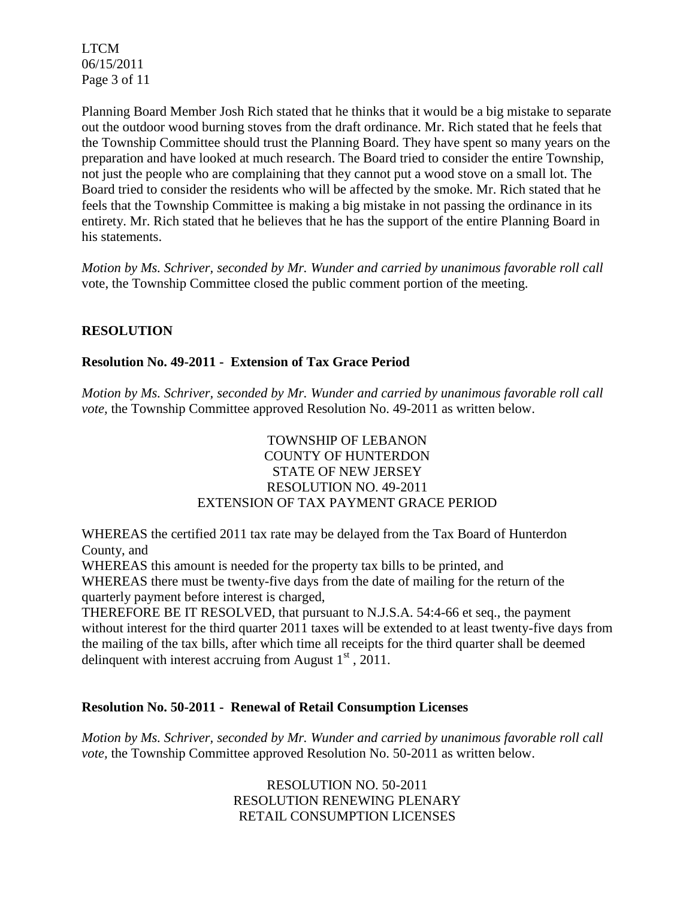Planning Board Member Josh Rich stated that he thinks that it would be a big mistake to separate out the outdoor wood burning stoves from the draft ordinance. Mr. Rich stated that he feels that the Township Committee should trust the Planning Board. They have spent so many years on the preparation and have looked at much research. The Board tried to consider the entire Township, not just the people who are complaining that they cannot put a wood stove on a small lot. The Board tried to consider the residents who will be affected by the smoke. Mr. Rich stated that he feels that the Township Committee is making a big mistake in not passing the ordinance in its entirety. Mr. Rich stated that he believes that he has the support of the entire Planning Board in his statements.

*Motion by Ms. Schriver, seconded by Mr. Wunder and carried by unanimous favorable roll call* vote, the Township Committee closed the public comment portion of the meeting.

## RESOLUTION

### Resolution No. 49-2011 - Extension of Tax Grace Period

*Motion by Ms. Schriver, seconded by Mr. Wunder and carried by unanimous favorable roll call vote,* the Township Committee approved Resolution No. 49-2011 as written below.

TOWNSHIP OF LEBANON
COUNTY OF HUNTERDON
STATE OF NEW JERSEY
RESOLUTION NO. 49-2011
EXTENSION OF TAX PAYMENT GRACE PERIOD

WHEREAS the certified 2011 tax rate may be delayed from the Tax Board of Hunterdon County, and
WHEREAS this amount is needed for the property tax bills to be printed, and
WHEREAS there must be twenty-five days from the date of mailing for the return of the quarterly payment before interest is charged,
THEREFORE BE IT RESOLVED, that pursuant to N.J.S.A. 54:4-66 et seq., the payment without interest for the third quarter 2011 taxes will be extended to at least twenty-five days from the mailing of the tax bills, after which time all receipts for the third quarter shall be deemed delinquent with interest accruing from August 1st , 2011.

### Resolution No. 50-2011 - Renewal of Retail Consumption Licenses

*Motion by Ms. Schriver, seconded by Mr. Wunder and carried by unanimous favorable roll call vote,* the Township Committee approved Resolution No. 50-2011 as written below.

RESOLUTION NO. 50-2011
RESOLUTION RENEWING PLENARY
RETAIL CONSUMPTION LICENSES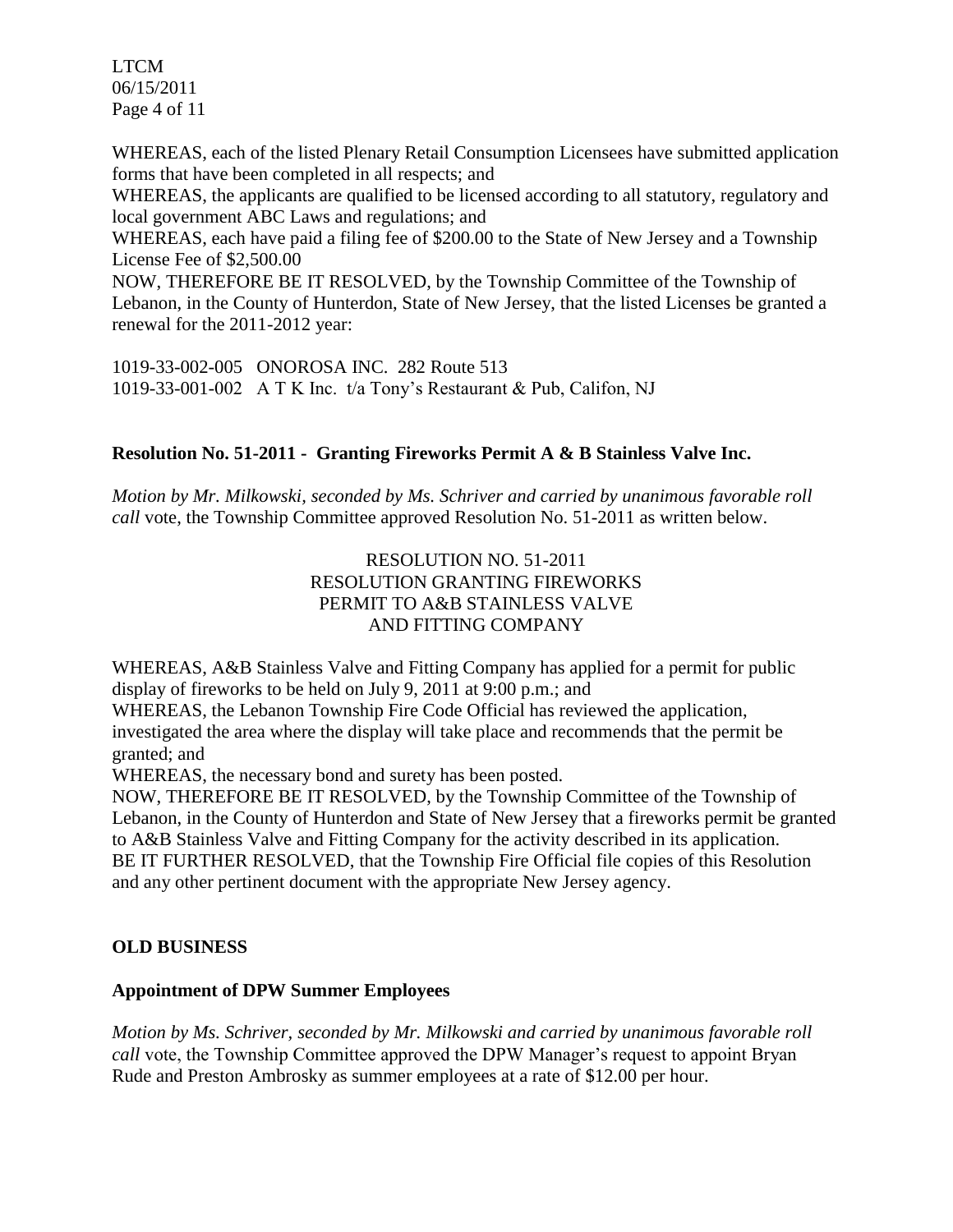WHEREAS, each of the listed Plenary Retail Consumption Licensees have submitted application forms that have been completed in all respects; and
WHEREAS, the applicants are qualified to be licensed according to all statutory, regulatory and local government ABC Laws and regulations; and
WHEREAS, each have paid a filing fee of $200.00 to the State of New Jersey and a Township License Fee of $2,500.00
NOW, THEREFORE BE IT RESOLVED, by the Township Committee of the Township of Lebanon, in the County of Hunterdon, State of New Jersey, that the listed Licenses be granted a renewal for the 2011-2012 year:

1019-33-002-005 ONOROSA INC. 282 Route 513
1019-33-001-002 A T K Inc. t/a Tony's Restaurant & Pub, Califon, NJ

**Resolution No. 51-2011 - Granting Fireworks Permit A & B Stainless Valve Inc.**

*Motion by Mr. Milkowski, seconded by Ms. Schriver and carried by unanimous favorable roll call* vote, the Township Committee approved Resolution No. 51-2011 as written below.

RESOLUTION NO. 51-2011
RESOLUTION GRANTING FIREWORKS
PERMIT TO A&B STAINLESS VALVE
AND FITTING COMPANY

WHEREAS, A&B Stainless Valve and Fitting Company has applied for a permit for public display of fireworks to be held on July 9, 2011 at 9:00 p.m.; and
WHEREAS, the Lebanon Township Fire Code Official has reviewed the application, investigated the area where the display will take place and recommends that the permit be granted; and
WHEREAS, the necessary bond and surety has been posted.
NOW, THEREFORE BE IT RESOLVED, by the Township Committee of the Township of Lebanon, in the County of Hunterdon and State of New Jersey that a fireworks permit be granted to A&B Stainless Valve and Fitting Company for the activity described in its application.
BE IT FURTHER RESOLVED, that the Township Fire Official file copies of this Resolution and any other pertinent document with the appropriate New Jersey agency.

**OLD BUSINESS**

**Appointment of DPW Summer Employees**

*Motion by Ms. Schriver, seconded by Mr. Milkowski and carried by unanimous favorable roll call* vote, the Township Committee approved the DPW Manager's request to appoint Bryan Rude and Preston Ambrosky as summer employees at a rate of $12.00 per hour.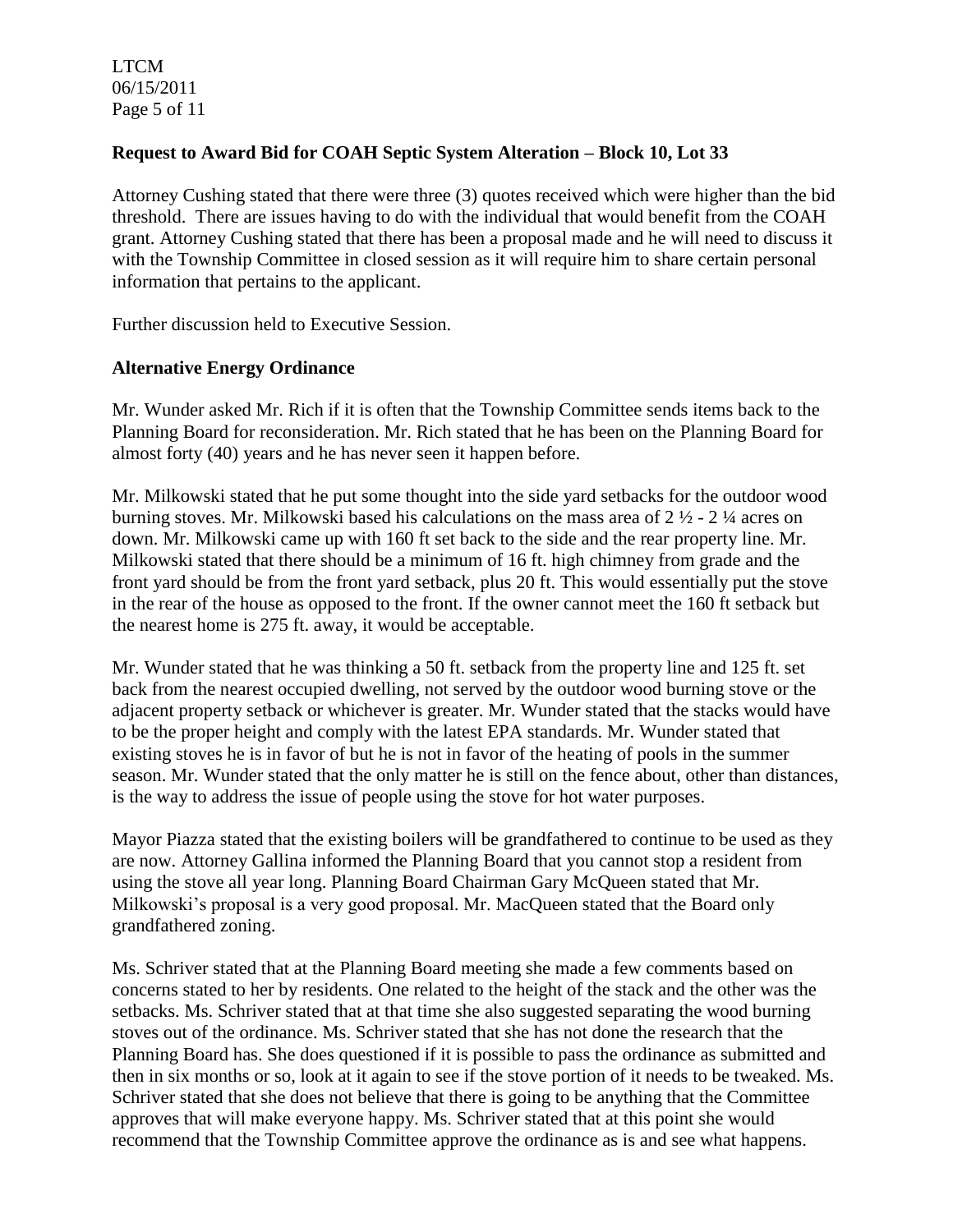**Request to Award Bid for COAH Septic System Alteration – Block 10, Lot 33**

Attorney Cushing stated that there were three (3) quotes received which were higher than the bid threshold. There are issues having to do with the individual that would benefit from the COAH grant. Attorney Cushing stated that there has been a proposal made and he will need to discuss it with the Township Committee in closed session as it will require him to share certain personal information that pertains to the applicant.

Further discussion held to Executive Session.

**Alternative Energy Ordinance**

Mr. Wunder asked Mr. Rich if it is often that the Township Committee sends items back to the Planning Board for reconsideration. Mr. Rich stated that he has been on the Planning Board for almost forty (40) years and he has never seen it happen before.

Mr. Milkowski stated that he put some thought into the side yard setbacks for the outdoor wood burning stoves. Mr. Milkowski based his calculations on the mass area of 2 ½ - 2 ¼ acres on down. Mr. Milkowski came up with 160 ft set back to the side and the rear property line. Mr. Milkowski stated that there should be a minimum of 16 ft. high chimney from grade and the front yard should be from the front yard setback, plus 20 ft. This would essentially put the stove in the rear of the house as opposed to the front. If the owner cannot meet the 160 ft setback but the nearest home is 275 ft. away, it would be acceptable.

Mr. Wunder stated that he was thinking a 50 ft. setback from the property line and 125 ft. set back from the nearest occupied dwelling, not served by the outdoor wood burning stove or the adjacent property setback or whichever is greater. Mr. Wunder stated that the stacks would have to be the proper height and comply with the latest EPA standards. Mr. Wunder stated that existing stoves he is in favor of but he is not in favor of the heating of pools in the summer season. Mr. Wunder stated that the only matter he is still on the fence about, other than distances, is the way to address the issue of people using the stove for hot water purposes.

Mayor Piazza stated that the existing boilers will be grandfathered to continue to be used as they are now. Attorney Gallina informed the Planning Board that you cannot stop a resident from using the stove all year long. Planning Board Chairman Gary McQueen stated that Mr. Milkowski's proposal is a very good proposal. Mr. MacQueen stated that the Board only grandfathered zoning.

Ms. Schriver stated that at the Planning Board meeting she made a few comments based on concerns stated to her by residents. One related to the height of the stack and the other was the setbacks. Ms. Schriver stated that at that time she also suggested separating the wood burning stoves out of the ordinance. Ms. Schriver stated that she has not done the research that the Planning Board has. She does questioned if it is possible to pass the ordinance as submitted and then in six months or so, look at it again to see if the stove portion of it needs to be tweaked. Ms. Schriver stated that she does not believe that there is going to be anything that the Committee approves that will make everyone happy. Ms. Schriver stated that at this point she would recommend that the Township Committee approve the ordinance as is and see what happens.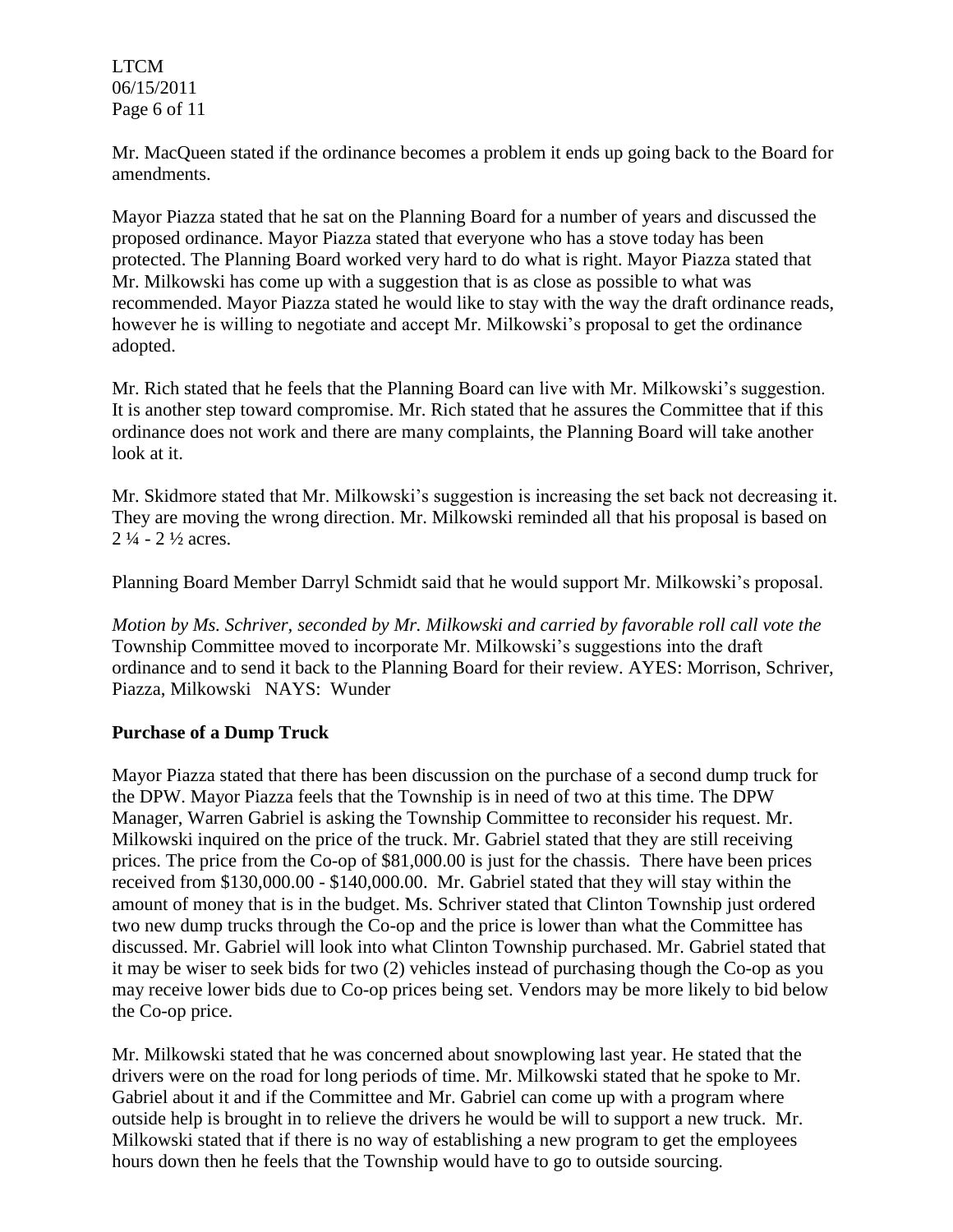Mr. MacQueen stated if the ordinance becomes a problem it ends up going back to the Board for amendments.

Mayor Piazza stated that he sat on the Planning Board for a number of years and discussed the proposed ordinance. Mayor Piazza stated that everyone who has a stove today has been protected. The Planning Board worked very hard to do what is right. Mayor Piazza stated that Mr. Milkowski has come up with a suggestion that is as close as possible to what was recommended. Mayor Piazza stated he would like to stay with the way the draft ordinance reads, however he is willing to negotiate and accept Mr. Milkowski's proposal to get the ordinance adopted.

Mr. Rich stated that he feels that the Planning Board can live with Mr. Milkowski's suggestion. It is another step toward compromise. Mr. Rich stated that he assures the Committee that if this ordinance does not work and there are many complaints, the Planning Board will take another look at it.

Mr. Skidmore stated that Mr. Milkowski's suggestion is increasing the set back not decreasing it. They are moving the wrong direction. Mr. Milkowski reminded all that his proposal is based on 2 ¼ - 2 ½ acres.

Planning Board Member Darryl Schmidt said that he would support Mr. Milkowski's proposal.

*Motion by Ms. Schriver, seconded by Mr. Milkowski and carried by favorable roll call vote the* Township Committee moved to incorporate Mr. Milkowski's suggestions into the draft ordinance and to send it back to the Planning Board for their review. AYES: Morrison, Schriver, Piazza, Milkowski NAYS: Wunder

**Purchase of a Dump Truck**

Mayor Piazza stated that there has been discussion on the purchase of a second dump truck for the DPW. Mayor Piazza feels that the Township is in need of two at this time. The DPW Manager, Warren Gabriel is asking the Township Committee to reconsider his request. Mr. Milkowski inquired on the price of the truck. Mr. Gabriel stated that they are still receiving prices. The price from the Co-op of $81,000.00 is just for the chassis. There have been prices received from $130,000.00 - $140,000.00. Mr. Gabriel stated that they will stay within the amount of money that is in the budget. Ms. Schriver stated that Clinton Township just ordered two new dump trucks through the Co-op and the price is lower than what the Committee has discussed. Mr. Gabriel will look into what Clinton Township purchased. Mr. Gabriel stated that it may be wiser to seek bids for two (2) vehicles instead of purchasing though the Co-op as you may receive lower bids due to Co-op prices being set. Vendors may be more likely to bid below the Co-op price.

Mr. Milkowski stated that he was concerned about snowplowing last year. He stated that the drivers were on the road for long periods of time. Mr. Milkowski stated that he spoke to Mr. Gabriel about it and if the Committee and Mr. Gabriel can come up with a program where outside help is brought in to relieve the drivers he would be will to support a new truck. Mr. Milkowski stated that if there is no way of establishing a new program to get the employees hours down then he feels that the Township would have to go to outside sourcing.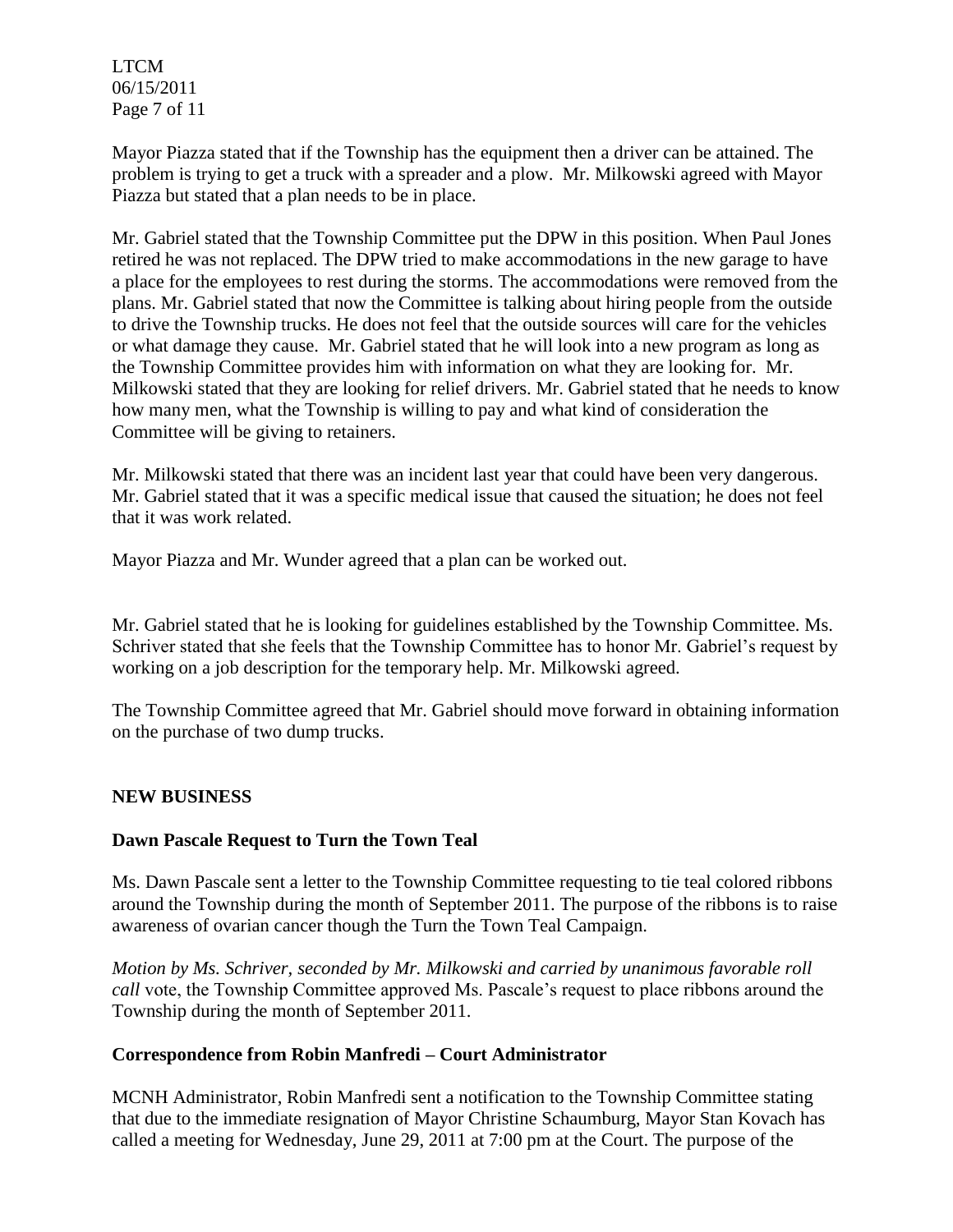Mayor Piazza stated that if the Township has the equipment then a driver can be attained. The problem is trying to get a truck with a spreader and a plow. Mr. Milkowski agreed with Mayor Piazza but stated that a plan needs to be in place.

Mr. Gabriel stated that the Township Committee put the DPW in this position. When Paul Jones retired he was not replaced. The DPW tried to make accommodations in the new garage to have a place for the employees to rest during the storms. The accommodations were removed from the plans. Mr. Gabriel stated that now the Committee is talking about hiring people from the outside to drive the Township trucks. He does not feel that the outside sources will care for the vehicles or what damage they cause. Mr. Gabriel stated that he will look into a new program as long as the Township Committee provides him with information on what they are looking for. Mr. Milkowski stated that they are looking for relief drivers. Mr. Gabriel stated that he needs to know how many men, what the Township is willing to pay and what kind of consideration the Committee will be giving to retainers.

Mr. Milkowski stated that there was an incident last year that could have been very dangerous. Mr. Gabriel stated that it was a specific medical issue that caused the situation; he does not feel that it was work related.

Mayor Piazza and Mr. Wunder agreed that a plan can be worked out.

Mr. Gabriel stated that he is looking for guidelines established by the Township Committee. Ms. Schriver stated that she feels that the Township Committee has to honor Mr. Gabriel's request by working on a job description for the temporary help. Mr. Milkowski agreed.

The Township Committee agreed that Mr. Gabriel should move forward in obtaining information on the purchase of two dump trucks.

## NEW BUSINESS

### Dawn Pascale Request to Turn the Town Teal

Ms. Dawn Pascale sent a letter to the Township Committee requesting to tie teal colored ribbons around the Township during the month of September 2011. The purpose of the ribbons is to raise awareness of ovarian cancer though the Turn the Town Teal Campaign.

*Motion by Ms. Schriver, seconded by Mr. Milkowski and carried by unanimous favorable roll call* vote, the Township Committee approved Ms. Pascale's request to place ribbons around the Township during the month of September 2011.

### Correspondence from Robin Manfredi – Court Administrator

MCNH Administrator, Robin Manfredi sent a notification to the Township Committee stating that due to the immediate resignation of Mayor Christine Schaumburg, Mayor Stan Kovach has called a meeting for Wednesday, June 29, 2011 at 7:00 pm at the Court. The purpose of the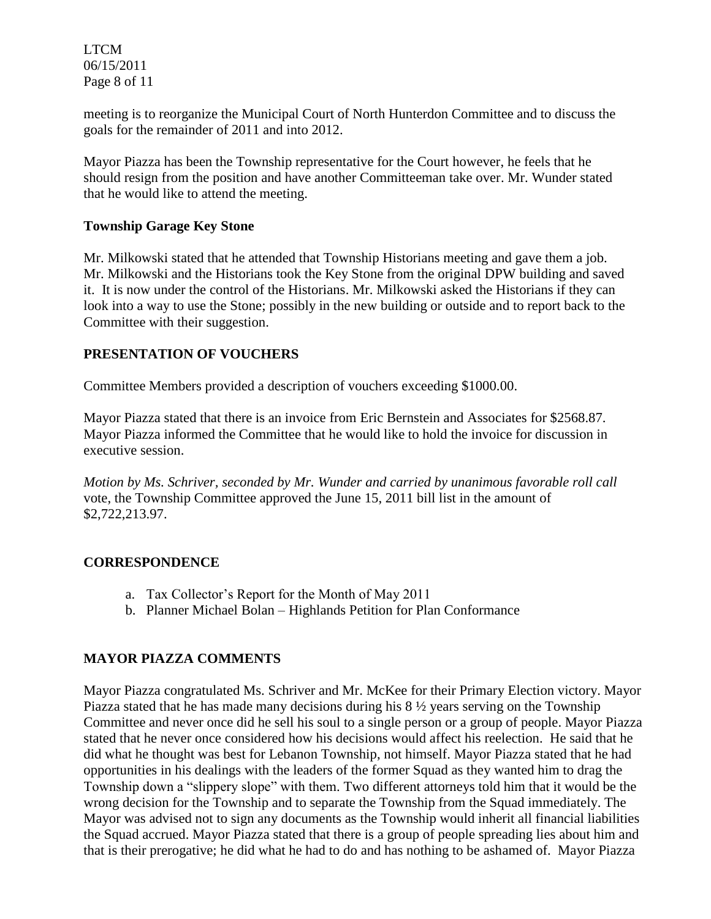meeting is to reorganize the Municipal Court of North Hunterdon Committee and to discuss the goals for the remainder of 2011 and into 2012.

Mayor Piazza has been the Township representative for the Court however, he feels that he should resign from the position and have another Committeeman take over. Mr. Wunder stated that he would like to attend the meeting.

**Township Garage Key Stone**

Mr. Milkowski stated that he attended that Township Historians meeting and gave them a job. Mr. Milkowski and the Historians took the Key Stone from the original DPW building and saved it. It is now under the control of the Historians. Mr. Milkowski asked the Historians if they can look into a way to use the Stone; possibly in the new building or outside and to report back to the Committee with their suggestion.

## PRESENTATION OF VOUCHERS

Committee Members provided a description of vouchers exceeding $1000.00.

Mayor Piazza stated that there is an invoice from Eric Bernstein and Associates for $2568.87. Mayor Piazza informed the Committee that he would like to hold the invoice for discussion in executive session.

*Motion by Ms. Schriver, seconded by Mr. Wunder and carried by unanimous favorable roll call* vote, the Township Committee approved the June 15, 2011 bill list in the amount of $2,722,213.97.

## CORRESPONDENCE

a. Tax Collector's Report for the Month of May 2011
b. Planner Michael Bolan – Highlands Petition for Plan Conformance

## MAYOR PIAZZA COMMENTS

Mayor Piazza congratulated Ms. Schriver and Mr. McKee for their Primary Election victory. Mayor Piazza stated that he has made many decisions during his 8 ½ years serving on the Township Committee and never once did he sell his soul to a single person or a group of people. Mayor Piazza stated that he never once considered how his decisions would affect his reelection. He said that he did what he thought was best for Lebanon Township, not himself. Mayor Piazza stated that he had opportunities in his dealings with the leaders of the former Squad as they wanted him to drag the Township down a "slippery slope" with them. Two different attorneys told him that it would be the wrong decision for the Township and to separate the Township from the Squad immediately. The Mayor was advised not to sign any documents as the Township would inherit all financial liabilities the Squad accrued. Mayor Piazza stated that there is a group of people spreading lies about him and that is their prerogative; he did what he had to do and has nothing to be ashamed of. Mayor Piazza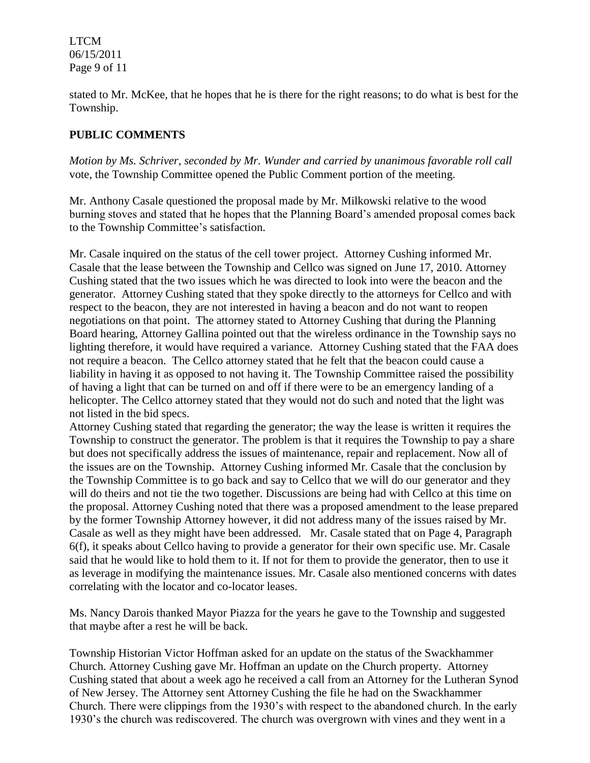stated to Mr. McKee, that he hopes that he is there for the right reasons; to do what is best for the Township.

## PUBLIC COMMENTS

*Motion by Ms. Schriver, seconded by Mr. Wunder and carried by unanimous favorable roll call* vote, the Township Committee opened the Public Comment portion of the meeting.

Mr. Anthony Casale questioned the proposal made by Mr. Milkowski relative to the wood burning stoves and stated that he hopes that the Planning Board's amended proposal comes back to the Township Committee's satisfaction.

Mr. Casale inquired on the status of the cell tower project. Attorney Cushing informed Mr. Casale that the lease between the Township and Cellco was signed on June 17, 2010. Attorney Cushing stated that the two issues which he was directed to look into were the beacon and the generator. Attorney Cushing stated that they spoke directly to the attorneys for Cellco and with respect to the beacon, they are not interested in having a beacon and do not want to reopen negotiations on that point. The attorney stated to Attorney Cushing that during the Planning Board hearing, Attorney Gallina pointed out that the wireless ordinance in the Township says no lighting therefore, it would have required a variance. Attorney Cushing stated that the FAA does not require a beacon. The Cellco attorney stated that he felt that the beacon could cause a liability in having it as opposed to not having it. The Township Committee raised the possibility of having a light that can be turned on and off if there were to be an emergency landing of a helicopter. The Cellco attorney stated that they would not do such and noted that the light was not listed in the bid specs.
Attorney Cushing stated that regarding the generator; the way the lease is written it requires the Township to construct the generator. The problem is that it requires the Township to pay a share but does not specifically address the issues of maintenance, repair and replacement. Now all of the issues are on the Township. Attorney Cushing informed Mr. Casale that the conclusion by the Township Committee is to go back and say to Cellco that we will do our generator and they will do theirs and not tie the two together. Discussions are being had with Cellco at this time on the proposal. Attorney Cushing noted that there was a proposed amendment to the lease prepared by the former Township Attorney however, it did not address many of the issues raised by Mr. Casale as well as they might have been addressed. Mr. Casale stated that on Page 4, Paragraph 6(f), it speaks about Cellco having to provide a generator for their own specific use. Mr. Casale said that he would like to hold them to it. If not for them to provide the generator, then to use it as leverage in modifying the maintenance issues. Mr. Casale also mentioned concerns with dates correlating with the locator and co-locator leases.

Ms. Nancy Darois thanked Mayor Piazza for the years he gave to the Township and suggested that maybe after a rest he will be back.

Township Historian Victor Hoffman asked for an update on the status of the Swackhammer Church. Attorney Cushing gave Mr. Hoffman an update on the Church property. Attorney Cushing stated that about a week ago he received a call from an Attorney for the Lutheran Synod of New Jersey. The Attorney sent Attorney Cushing the file he had on the Swackhammer Church. There were clippings from the 1930's with respect to the abandoned church. In the early 1930's the church was rediscovered. The church was overgrown with vines and they went in a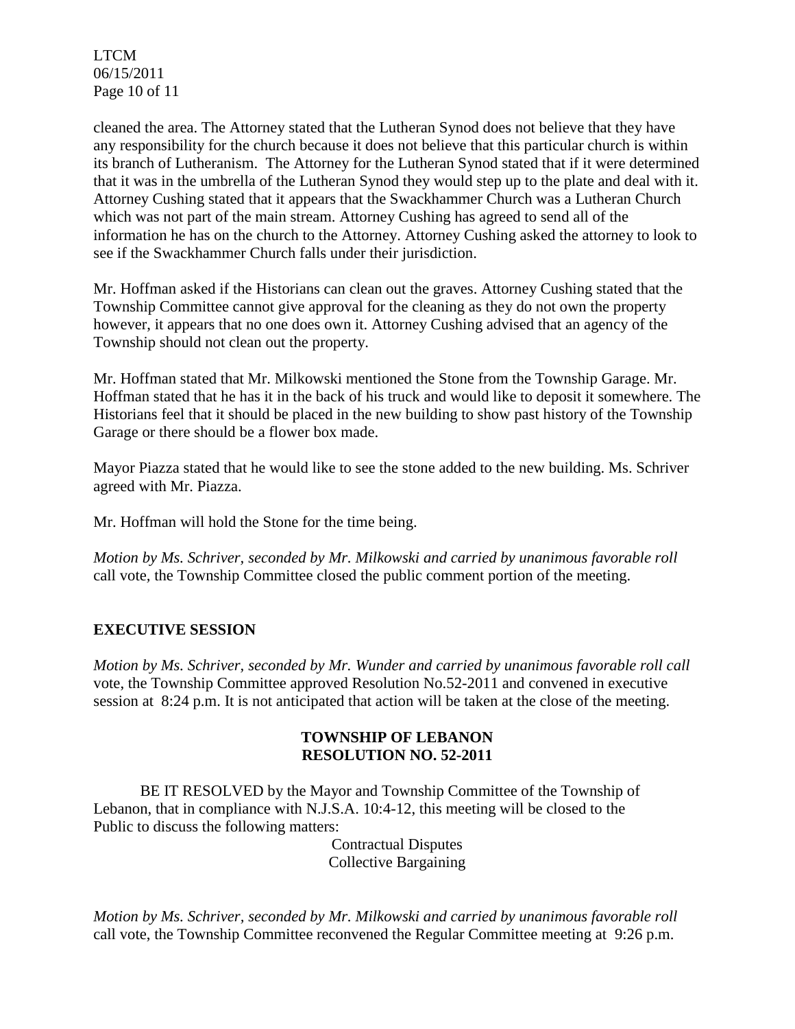cleaned the area. The Attorney stated that the Lutheran Synod does not believe that they have any responsibility for the church because it does not believe that this particular church is within its branch of Lutheranism. The Attorney for the Lutheran Synod stated that if it were determined that it was in the umbrella of the Lutheran Synod they would step up to the plate and deal with it. Attorney Cushing stated that it appears that the Swackhammer Church was a Lutheran Church which was not part of the main stream. Attorney Cushing has agreed to send all of the information he has on the church to the Attorney. Attorney Cushing asked the attorney to look to see if the Swackhammer Church falls under their jurisdiction.

Mr. Hoffman asked if the Historians can clean out the graves. Attorney Cushing stated that the Township Committee cannot give approval for the cleaning as they do not own the property however, it appears that no one does own it. Attorney Cushing advised that an agency of the Township should not clean out the property.

Mr. Hoffman stated that Mr. Milkowski mentioned the Stone from the Township Garage. Mr. Hoffman stated that he has it in the back of his truck and would like to deposit it somewhere. The Historians feel that it should be placed in the new building to show past history of the Township Garage or there should be a flower box made.

Mayor Piazza stated that he would like to see the stone added to the new building. Ms. Schriver agreed with Mr. Piazza.

Mr. Hoffman will hold the Stone for the time being.

*Motion by Ms. Schriver, seconded by Mr. Milkowski and carried by unanimous favorable roll* call vote, the Township Committee closed the public comment portion of the meeting.

## EXECUTIVE SESSION

*Motion by Ms. Schriver, seconded by Mr. Wunder and carried by unanimous favorable roll call* vote, the Township Committee approved Resolution No.52-2011 and convened in executive session at 8:24 p.m. It is not anticipated that action will be taken at the close of the meeting.

**TOWNSHIP OF LEBANON**
**RESOLUTION NO. 52-2011**

BE IT RESOLVED by the Mayor and Township Committee of the Township of Lebanon, that in compliance with N.J.S.A. 10:4-12, this meeting will be closed to the Public to discuss the following matters:

Contractual Disputes
Collective Bargaining

*Motion by Ms. Schriver, seconded by Mr. Milkowski and carried by unanimous favorable roll* call vote, the Township Committee reconvened the Regular Committee meeting at 9:26 p.m.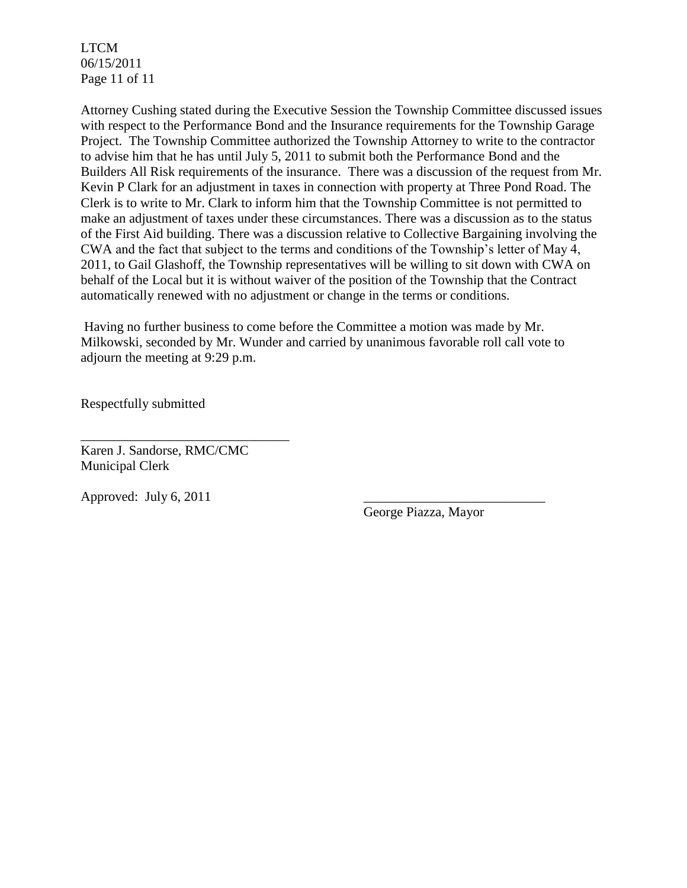Attorney Cushing stated during the Executive Session the Township Committee discussed issues with respect to the Performance Bond and the Insurance requirements for the Township Garage Project. The Township Committee authorized the Township Attorney to write to the contractor to advise him that he has until July 5, 2011 to submit both the Performance Bond and the Builders All Risk requirements of the insurance. There was a discussion of the request from Mr. Kevin P Clark for an adjustment in taxes in connection with property at Three Pond Road. The Clerk is to write to Mr. Clark to inform him that the Township Committee is not permitted to make an adjustment of taxes under these circumstances. There was a discussion as to the status of the First Aid building. There was a discussion relative to Collective Bargaining involving the CWA and the fact that subject to the terms and conditions of the Township's letter of May 4, 2011, to Gail Glashoff, the Township representatives will be willing to sit down with CWA on behalf of the Local but it is without waiver of the position of the Township that the Contract automatically renewed with no adjustment or change in the terms or conditions.

Having no further business to come before the Committee a motion was made by Mr. Milkowski, seconded by Mr. Wunder and carried by unanimous favorable roll call vote to adjourn the meeting at 9:29 p.m.

Respectfully submitted

_______________________________

Karen J. Sandorse, RMC/CMC
Municipal Clerk

Approved: July 6, 2011

_______________________________

George Piazza, Mayor